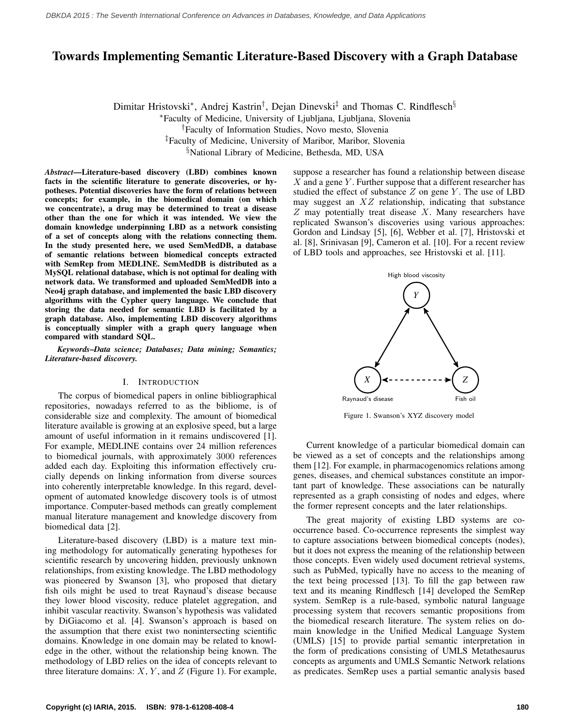# Towards Implementing Semantic Literature-Based Discovery with a Graph Database

Dimitar Hristovski*, Andrej Kastrin†, Dejan Dinevski‡ and Thomas C. Rindflesch§

*Faculty of Medicine, University of Ljubljana, Ljubljana, Slovenia

†Faculty of Information Studies, Novo mesto, Slovenia

‡Faculty of Medicine, University of Maribor, Maribor, Slovenia

§National Library of Medicine, Bethesda, MD, USA

***Abstract*—Literature-based discovery (LBD) combines known facts in the scientific literature to generate discoveries, or hypotheses. Potential discoveries have the form of relations between concepts; for example, in the biomedical domain (on which we concentrate), a drug may be determined to treat a disease other than the one for which it was intended. We view the domain knowledge underpinning LBD as a network consisting of a set of concepts along with the relations connecting them. In the study presented here, we used SemMedDB, a database of semantic relations between biomedical concepts extracted with SemRep from MEDLINE. SemMedDB is distributed as a MySQL relational database, which is not optimal for dealing with network data. We transformed and uploaded SemMedDB into a Neo4j graph database, and implemented the basic LBD discovery algorithms with the Cypher query language. We conclude that storing the data needed for semantic LBD is facilitated by a graph database. Also, implementing LBD discovery algorithms is conceptually simpler with a graph query language when compared with standard SQL.**

***Keywords*–*Data science; Databases; Data mining; Semantics; Literature-based discovery.***

## I. Introduction

The corpus of biomedical papers in online bibliographical repositories, nowadays referred to as the bibliome, is of considerable size and complexity. The amount of biomedical literature available is growing at an explosive speed, but a large amount of useful information in it remains undiscovered [1]. For example, MEDLINE contains over 24 million references to biomedical journals, with approximately 3000 references added each day. Exploiting this information effectively crucially depends on linking information from diverse sources into coherently interpretable knowledge. In this regard, development of automated knowledge discovery tools is of utmost importance. Computer-based methods can greatly complement manual literature management and knowledge discovery from biomedical data [2].

Literature-based discovery (LBD) is a mature text mining methodology for automatically generating hypotheses for scientific research by uncovering hidden, previously unknown relationships, from existing knowledge. The LBD methodology was pioneered by Swanson [3], who proposed that dietary fish oils might be used to treat Raynaud's disease because they lower blood viscosity, reduce platelet aggregation, and inhibit vascular reactivity. Swanson's hypothesis was validated by DiGiacomo et al. [4]. Swanson's approach is based on the assumption that there exist two nonintersecting scientific domains. Knowledge in one domain may be related to knowledge in the other, without the relationship being known. The methodology of LBD relies on the idea of concepts relevant to three literature domains: $X$, $Y$, and $Z$ (Figure 1). For example, suppose a researcher has found a relationship between disease $X$ and a gene $Y$. Further suppose that a different researcher has studied the effect of substance $Z$ on gene $Y$. The use of LBD may suggest an $XZ$ relationship, indicating that substance $Z$ may potentially treat disease $X$. Many researchers have replicated Swanson's discoveries using various approaches: Gordon and Lindsay [5], [6], Webber et al. [7], Hristovski et al. [8], Srinivasan [9], Cameron et al. [10]. For a recent review of LBD tools and approaches, see Hristovski et al. [11].

High blood viscosity

Y

X Z

Raynaud's disease Fish oil

Figure 1. Swanson's XYZ discovery model

Current knowledge of a particular biomedical domain can be viewed as a set of concepts and the relationships among them [12]. For example, in pharmacogenomics relations among genes, diseases, and chemical substances constitute an important part of knowledge. These associations can be naturally represented as a graph consisting of nodes and edges, where the former represent concepts and the later relationships.

The great majority of existing LBD systems are co-occurrence based. Co-occurrence represents the simplest way to capture associations between biomedical concepts (nodes), but it does not express the meaning of the relationship between those concepts. Even widely used document retrieval systems, such as PubMed, typically have no access to the meaning of the text being processed [13]. To fill the gap between raw text and its meaning Rindflesch [14] developed the SemRep system. SemRep is a rule-based, symbolic natural language processing system that recovers semantic propositions from the biomedical research literature. The system relies on domain knowledge in the Unified Medical Language System (UMLS) [15] to provide partial semantic interpretation in the form of predications consisting of UMLS Metathesaurus concepts as arguments and UMLS Semantic Network relations as predicates. SemRep uses a partial semantic analysis based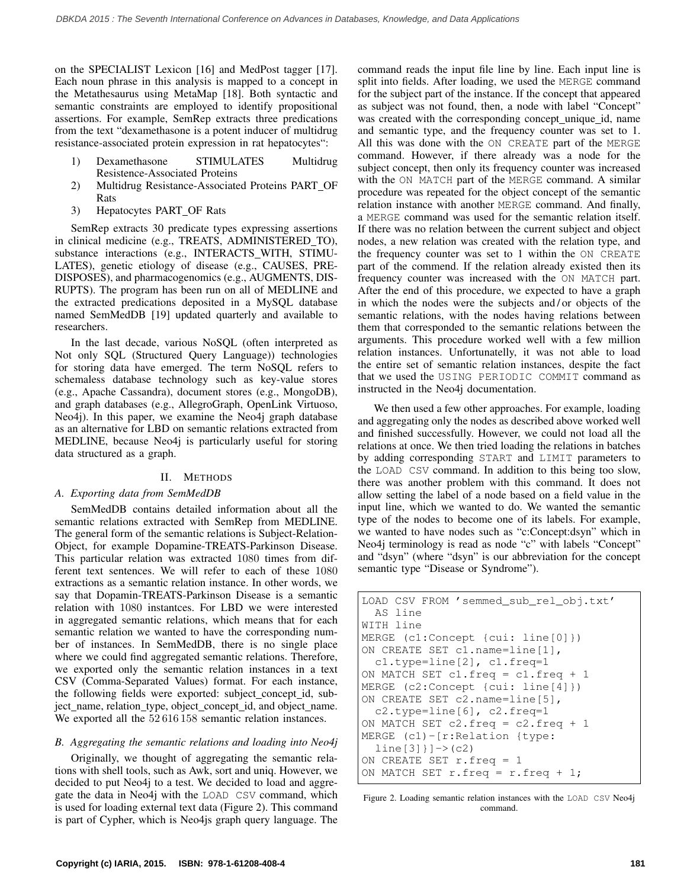on the SPECIALIST Lexicon [16] and MedPost tagger [17]. Each noun phrase in this analysis is mapped to a concept in the Metathesaurus using MetaMap [18]. Both syntactic and semantic constraints are employed to identify propositional assertions. For example, SemRep extracts three predications from the text "dexamethasone is a potent inducer of multidrug resistance-associated protein expression in rat hepatocytes":

1) Dexamethasone STIMULATES Multidrug Resistence-Associated Proteins
2) Multidrug Resistance-Associated Proteins PART_OF Rats
3) Hepatocytes PART_OF Rats

SemRep extracts 30 predicate types expressing assertions in clinical medicine (e.g., TREATS, ADMINISTERED_TO), substance interactions (e.g., INTERACTS_WITH, STIMULATES), genetic etiology of disease (e.g., CAUSES, PREDISPOSES), and pharmacogenomics (e.g., AUGMENTS, DISRUPTS). The program has been run on all of MEDLINE and the extracted predications deposited in a MySQL database named SemMedDB [19] updated quarterly and available to researchers.

In the last decade, various NoSQL (often interpreted as Not only SQL (Structured Query Language)) technologies for storing data have emerged. The term NoSQL refers to schemaless database technology such as key-value stores (e.g., Apache Cassandra), document stores (e.g., MongoDB), and graph databases (e.g., AllegroGraph, OpenLink Virtuoso, Neo4j). In this paper, we examine the Neo4j graph database as an alternative for LBD on semantic relations extracted from MEDLINE, because Neo4j is particularly useful for storing data structured as a graph.

## II. Methods

### A. Exporting data from SemMedDB

SemMedDB contains detailed information about all the semantic relations extracted with SemRep from MEDLINE. The general form of the semantic relations is Subject-Relation-Object, for example Dopamine-TREATS-Parkinson Disease. This particular relation was extracted 1080 times from different text sentences. We will refer to each of these 1080 extractions as a semantic relation instance. In other words, we say that Dopamin-TREATS-Parkinson Disease is a semantic relation with 1080 instantces. For LBD we were interested in aggregated semantic relations, which means that for each semantic relation we wanted to have the corresponding number of instances. In SemMedDB, there is no single place where we could find aggregated semantic relations. Therefore, we exported only the semantic relation instances in a text CSV (Comma-Separated Values) format. For each instance, the following fields were exported: subject_concept_id, subject_name, relation_type, object_concept_id, and object_name. We exported all the 52 616 158 semantic relation instances.

### B. Aggregating the semantic relations and loading into Neo4j

Originally, we thought of aggregating the semantic relations with shell tools, such as Awk, sort and uniq. However, we decided to put Neo4j to a test. We decided to load and aggregate the data in Neo4j with the `LOAD CSV` command, which is used for loading external text data (Figure 2). This command is part of Cypher, which is Neo4js graph query language. The command reads the input file line by line. Each input line is split into fields. After loading, we used the `MERGE` command for the subject part of the instance. If the concept that appeared as subject was not found, then, a node with label "Concept" was created with the corresponding concept_unique_id, name and semantic type, and the frequency counter was set to 1. All this was done with the `ON CREATE` part of the `MERGE` command. However, if there already was a node for the subject concept, then only its frequency counter was increased with the `ON MATCH` part of the `MERGE` command. A similar procedure was repeated for the object concept of the semantic relation instance with another `MERGE` command. And finally, a `MERGE` command was used for the semantic relation itself. If there was no relation between the current subject and object nodes, a new relation was created with the relation type, and the frequency counter was set to 1 within the `ON CREATE` part of the commend. If the relation already existed then its frequency counter was increased with the `ON MATCH` part. After the end of this procedure, we expected to have a graph in which the nodes were the subjects and / or objects of the semantic relations, with the nodes having relations between them that corresponded to the semantic relations between the arguments. This procedure worked well with a few million relation instances. Unfortunatelly, it was not able to load the entire set of semantic relation instances, despite the fact that we used the `USING PERIODIC COMMIT` command as instructed in the Neo4j documentation.

We then used a few other approaches. For example, loading and aggregating only the nodes as described above worked well and finished successfully. However, we could not load all the relations at once. We then tried loading the relations in batches by adding corresponding `START` and `LIMIT` parameters to the `LOAD CSV` command. In addition to this being too slow, there was another problem with this command. It does not allow setting the label of a node based on a field value in the input line, which we wanted to do. We wanted the semantic type of the nodes to become one of its labels. For example, we wanted to have nodes such as "c:Concept:dsyn" which in Neo4j terminology is read as node "c" with labels "Concept" and "dsyn" (where "dsyn" is our abbreviation for the concept semantic type "Disease or Syndrome").

```
LOAD CSV FROM 'semmed_sub_rel_obj.txt'
  AS line
WITH line
MERGE (c1:Concept {cui: line[0]})
ON CREATE SET c1.name=line[1],
  c1.type=line[2], c1.freq=1
ON MATCH SET c1.freq = c1.freq + 1
MERGE (c2:Concept {cui: line[4]})
ON CREATE SET c2.name=line[5],
  c2.type=line[6], c2.freq=1
ON MATCH SET c2.freq = c2.freq + 1
MERGE (c1)-[r:Relation {type:
  line[3]}]->(c2)
ON CREATE SET r.freq = 1
ON MATCH SET r.freq = r.freq + 1;
```

Figure 2. Loading semantic relation instances with the `LOAD CSV` Neo4j command.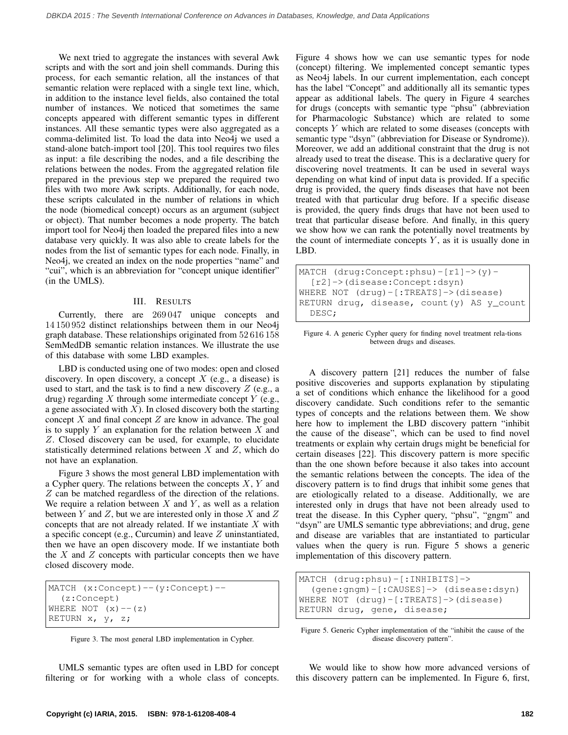We next tried to aggregate the instances with several Awk scripts and with the sort and join shell commands. During this process, for each semantic relation, all the instances of that semantic relation were replaced with a single text line, which, in addition to the instance level fields, also contained the total number of instances. We noticed that sometimes the same concepts appeared with different semantic types in different instances. All these semantic types were also aggregated as a comma-delimited list. To load the data into Neo4j we used a stand-alone batch-import tool [20]. This tool requires two files as input: a file describing the nodes, and a file describing the relations between the nodes. From the aggregated relation file prepared in the previous step we prepared the required two files with two more Awk scripts. Additionally, for each node, these scripts calculated in the number of relations in which the node (biomedical concept) occurs as an argument (subject or object). That number becomes a node property. The batch import tool for Neo4j then loaded the prepared files into a new database very quickly. It was also able to create labels for the nodes from the list of semantic types for each node. Finally, in Neo4j, we created an index on the node properties "name" and "cui", which is an abbreviation for "concept unique identifier" (in the UMLS).

## III. Results

Currently, there are 269 047 unique concepts and 14 150 952 distinct relationships between them in our Neo4j graph database. These relationships originated from 52 616 158 SemMedDB semantic relation instances. We illustrate the use of this database with some LBD examples.

LBD is conducted using one of two modes: open and closed discovery. In open discovery, a concept $X$ (e.g., a disease) is used to start, and the task is to find a new discovery $Z$ (e.g., a drug) regarding $X$ through some intermediate concept $Y$ (e.g., a gene associated with $X$). In closed discovery both the starting concept $X$ and final concept $Z$ are know in advance. The goal is to supply $Y$ an explanation for the relation between $X$ and $Z$. Closed discovery can be used, for example, to elucidate statistically determined relations between $X$ and $Z$, which do not have an explanation.

Figure 3 shows the most general LBD implementation with a Cypher query. The relations between the concepts $X$, $Y$ and $Z$ can be matched regardless of the direction of the relations. We require a relation between $X$ and $Y$, as well as a relation between $Y$ and $Z$, but we are interested only in those $X$ and $Z$ concepts that are not already related. If we instantiate $X$ with a specific concept (e.g., Curcumin) and leave $Z$ uninstantiated, then we have an open discovery mode. If we instantiate both the $X$ and $Z$ concepts with particular concepts then we have closed discovery mode.

```
MATCH (x:Concept)--(y:Concept)--
  (z:Concept)
WHERE NOT (x)--(z)
RETURN x, y, z;
```

Figure 3. The most general LBD implementation in Cypher.

UMLS semantic types are often used in LBD for concept filtering or for working with a whole class of concepts. Figure 4 shows how we can use semantic types for node (concept) filtering. We implemented concept semantic types as Neo4j labels. In our current implementation, each concept has the label "Concept" and additionally all its semantic types appear as additional labels. The query in Figure 4 searches for drugs (concepts with semantic type "phsu" (abbreviation for Pharmacologic Substance) which are related to some concepts $Y$ which are related to some diseases (concepts with semantic type "dsyn" (abbreviation for Disease or Syndrome)). Moreover, we add an additional constraint that the drug is not already used to treat the disease. This is a declarative query for discovering novel treatments. It can be used in several ways depending on what kind of input data is provided. If a specific drug is provided, the query finds diseases that have not been treated with that particular drug before. If a specific disease is provided, the query finds drugs that have not been used to treat that particular disease before. And finally, in this query we show how we can rank the potentially novel treatments by the count of intermediate concepts $Y$, as it is usually done in LBD.

```
MATCH (drug:Concept:phsu)-[r1]->(y)-
  [r2]->(disease:Concept:dsyn)
WHERE NOT (drug)-[:TREATS]->(disease)
RETURN drug, disease, count(y) AS y_count
  DESC;
```

Figure 4. A generic Cypher query for finding novel treatment rela-tions between drugs and diseases.

A discovery pattern [21] reduces the number of false positive discoveries and supports explanation by stipulating a set of conditions which enhance the likelihood for a good discovery candidate. Such conditions refer to the semantic types of concepts and the relations between them. We show here how to implement the LBD discovery pattern "inhibit the cause of the disease", which can be used to find novel treatments or explain why certain drugs might be beneficial for certain diseases [22]. This discovery pattern is more specific than the one shown before because it also takes into account the semantic relations between the concepts. The idea of the discovery pattern is to find drugs that inhibit some genes that are etiologically related to a disease. Additionally, we are interested only in drugs that have not been already used to treat the disease. In this Cypher query, "phsu", "gngm" and "dsyn" are UMLS semantic type abbreviations; and drug, gene and disease are variables that are instantiated to particular values when the query is run. Figure 5 shows a generic implementation of this discovery pattern.

```
MATCH (drug:phsu)-[:INHIBITS]->
  (gene:gngm)-[:CAUSES]-> (disease:dsyn)
WHERE NOT (drug)-[:TREATS]->(disease)
RETURN drug, gene, disease;
```

Figure 5. Generic Cypher implementation of the "inhibit the cause of the disease discovery pattern".

We would like to show how more advanced versions of this discovery pattern can be implemented. In Figure 6, first,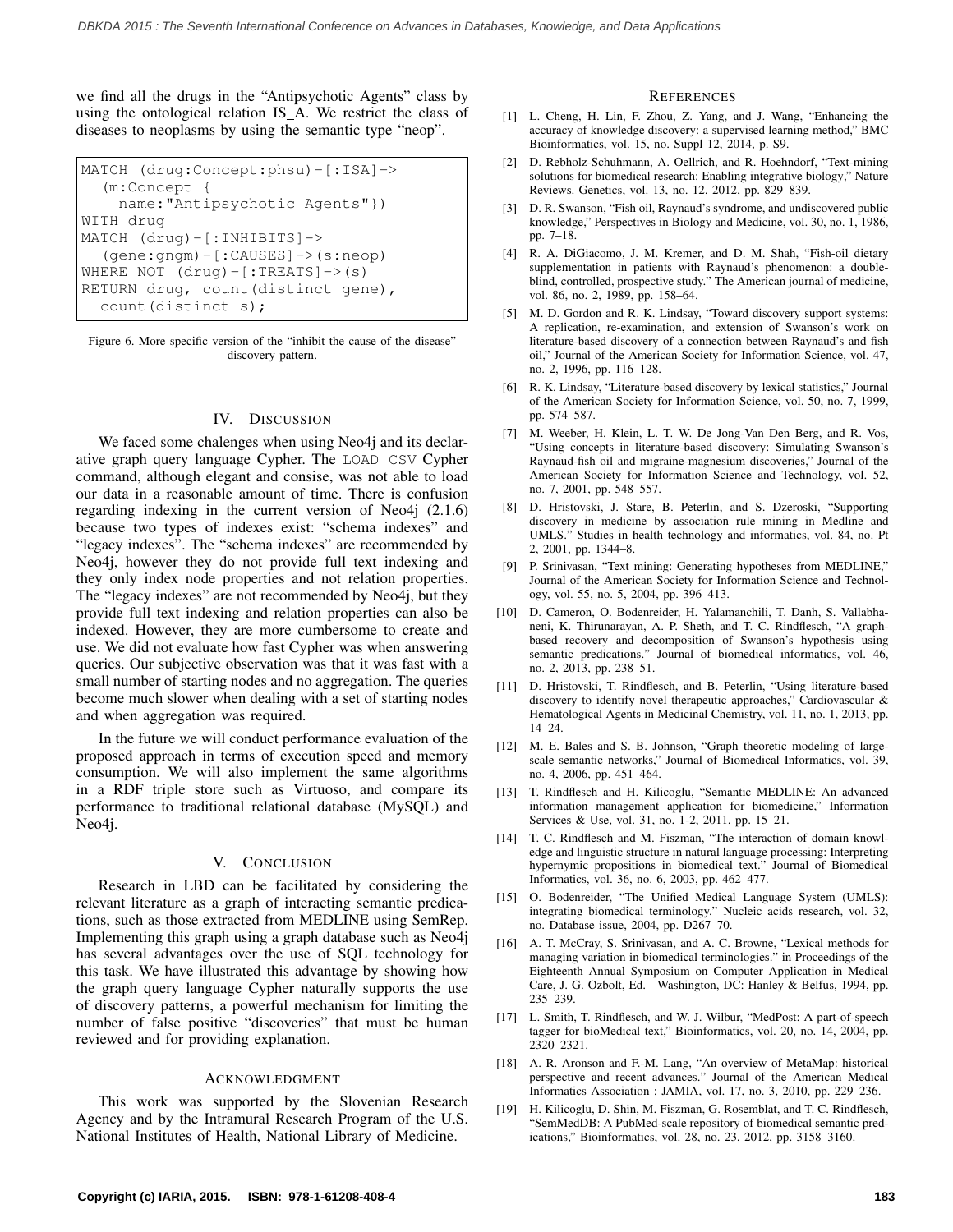we find all the drugs in the "Antipsychotic Agents" class by using the ontological relation IS_A. We restrict the class of diseases to neoplasms by using the semantic type "neop".

```
MATCH (drug:Concept:phsu)-[:ISA]->
  (m:Concept {
    name:"Antipsychotic Agents"})
WITH drug
MATCH (drug)-[:INHIBITS]->
  (gene:gngm)-[:CAUSES]->(s:neop)
WHERE NOT (drug)-[:TREATS]->(s)
RETURN drug, count(distinct gene),
  count(distinct s);
```

Figure 6. More specific version of the "inhibit the cause of the disease" discovery pattern.

## IV. DISCUSSION

We faced some chalenges when using Neo4j and its declarative graph query language Cypher. The `LOAD CSV` Cypher command, although elegant and consise, was not able to load our data in a reasonable amount of time. There is confusion regarding indexing in the current version of Neo4j (2.1.6) because two types of indexes exist: "schema indexes" and "legacy indexes". The "schema indexes" are recommended by Neo4j, however they do not provide full text indexing and they only index node properties and not relation properties. The "legacy indexes" are not recommended by Neo4j, but they provide full text indexing and relation properties can also be indexed. However, they are more cumbersome to create and use. We did not evaluate how fast Cypher was when answering queries. Our subjective observation was that it was fast with a small number of starting nodes and no aggregation. The queries become much slower when dealing with a set of starting nodes and when aggregation was required.

In the future we will conduct performance evaluation of the proposed approach in terms of execution speed and memory consumption. We will also implement the same algorithms in a RDF triple store such as Virtuoso, and compare its performance to traditional relational database (MySQL) and Neo4j.

## V. CONCLUSION

Research in LBD can be facilitated by considering the relevant literature as a graph of interacting semantic predications, such as those extracted from MEDLINE using SemRep. Implementing this graph using a graph database such as Neo4j has several advantages over the use of SQL technology for this task. We have illustrated this advantage by showing how the graph query language Cypher naturally supports the use of discovery patterns, a powerful mechanism for limiting the number of false positive "discoveries" that must be human reviewed and for providing explanation.

## ACKNOWLEDGMENT

This work was supported by the Slovenian Research Agency and by the Intramural Research Program of the U.S. National Institutes of Health, National Library of Medicine.

## REFERENCES

[1] L. Cheng, H. Lin, F. Zhou, Z. Yang, and J. Wang, "Enhancing the accuracy of knowledge discovery: a supervised learning method," BMC Bioinformatics, vol. 15, no. Suppl 12, 2014, p. S9.

[2] D. Rebholz-Schuhmann, A. Oellrich, and R. Hoehndorf, "Text-mining solutions for biomedical research: Enabling integrative biology," Nature Reviews. Genetics, vol. 13, no. 12, 2012, pp. 829–839.

[3] D. R. Swanson, "Fish oil, Raynaud's syndrome, and undiscovered public knowledge," Perspectives in Biology and Medicine, vol. 30, no. 1, 1986, pp. 7–18.

[4] R. A. DiGiacomo, J. M. Kremer, and D. M. Shah, "Fish-oil dietary supplementation in patients with Raynaud's phenomenon: a double-blind, controlled, prospective study." The American journal of medicine, vol. 86, no. 2, 1989, pp. 158–64.

[5] M. D. Gordon and R. K. Lindsay, "Toward discovery support systems: A replication, re-examination, and extension of Swanson's work on literature-based discovery of a connection between Raynaud's and fish oil," Journal of the American Society for Information Science, vol. 47, no. 2, 1996, pp. 116–128.

[6] R. K. Lindsay, "Literature-based discovery by lexical statistics," Journal of the American Society for Information Science, vol. 50, no. 7, 1999, pp. 574–587.

[7] M. Weeber, H. Klein, L. T. W. De Jong-Van Den Berg, and R. Vos, "Using concepts in literature-based discovery: Simulating Swanson's Raynaud-fish oil and migraine-magnesium discoveries," Journal of the American Society for Information Science and Technology, vol. 52, no. 7, 2001, pp. 548–557.

[8] D. Hristovski, J. Stare, B. Peterlin, and S. Dzeroski, "Supporting discovery in medicine by association rule mining in Medline and UMLS." Studies in health technology and informatics, vol. 84, no. Pt 2, 2001, pp. 1344–8.

[9] P. Srinivasan, "Text mining: Generating hypotheses from MEDLINE," Journal of the American Society for Information Science and Technology, vol. 55, no. 5, 2004, pp. 396–413.

[10] D. Cameron, O. Bodenreider, H. Yalamanchili, T. Danh, S. Vallabhaneni, K. Thirunarayan, A. P. Sheth, and T. C. Rindflesch, "A graph-based recovery and decomposition of Swanson's hypothesis using semantic predications." Journal of biomedical informatics, vol. 46, no. 2, 2013, pp. 238–51.

[11] D. Hristovski, T. Rindflesch, and B. Peterlin, "Using literature-based discovery to identify novel therapeutic approaches," Cardiovascular & Hematological Agents in Medicinal Chemistry, vol. 11, no. 1, 2013, pp. 14–24.

[12] M. E. Bales and S. B. Johnson, "Graph theoretic modeling of large-scale semantic networks," Journal of Biomedical Informatics, vol. 39, no. 4, 2006, pp. 451–464.

[13] T. Rindflesch and H. Kilicoglu, "Semantic MEDLINE: An advanced information management application for biomedicine," Information Services & Use, vol. 31, no. 1-2, 2011, pp. 15–21.

[14] T. C. Rindflesch and M. Fiszman, "The interaction of domain knowledge and linguistic structure in natural language processing: Interpreting hypernymic propositions in biomedical text." Journal of Biomedical Informatics, vol. 36, no. 6, 2003, pp. 462–477.

[15] O. Bodenreider, "The Unified Medical Language System (UMLS): integrating biomedical terminology." Nucleic acids research, vol. 32, no. Database issue, 2004, pp. D267–70.

[16] A. T. McCray, S. Srinivasan, and A. C. Browne, "Lexical methods for managing variation in biomedical terminologies." in Proceedings of the Eighteenth Annual Symposium on Computer Application in Medical Care, J. G. Ozbolt, Ed. Washington, DC: Hanley & Belfus, 1994, pp. 235–239.

[17] L. Smith, T. Rindflesch, and W. J. Wilbur, "MedPost: A part-of-speech tagger for bioMedical text," Bioinformatics, vol. 20, no. 14, 2004, pp. 2320–2321.

[18] A. R. Aronson and F.-M. Lang, "An overview of MetaMap: historical perspective and recent advances." Journal of the American Medical Informatics Association : JAMIA, vol. 17, no. 3, 2010, pp. 229–236.

[19] H. Kilicoglu, D. Shin, M. Fiszman, G. Rosemblat, and T. C. Rindflesch, "SemMedDB: A PubMed-scale repository of biomedical semantic predications," Bioinformatics, vol. 28, no. 23, 2012, pp. 3158–3160.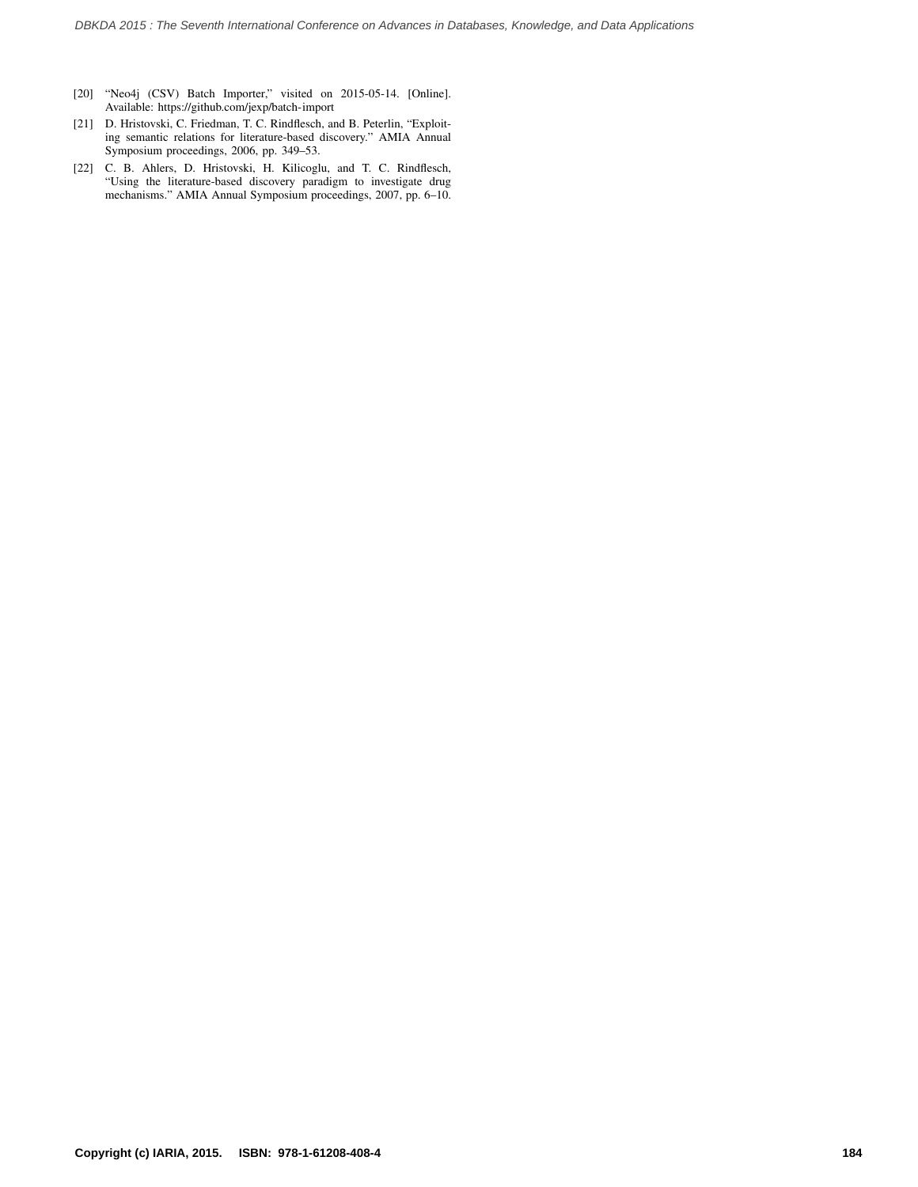[20] "Neo4j (CSV) Batch Importer," visited on 2015-05-14. [Online]. Available: https://github.com/jexp/batch-import

[21] D. Hristovski, C. Friedman, T. C. Rindflesch, and B. Peterlin, "Exploiting semantic relations for literature-based discovery." AMIA Annual Symposium proceedings, 2006, pp. 349–53.

[22] C. B. Ahlers, D. Hristovski, H. Kilicoglu, and T. C. Rindflesch, "Using the literature-based discovery paradigm to investigate drug mechanisms." AMIA Annual Symposium proceedings, 2007, pp. 6–10.